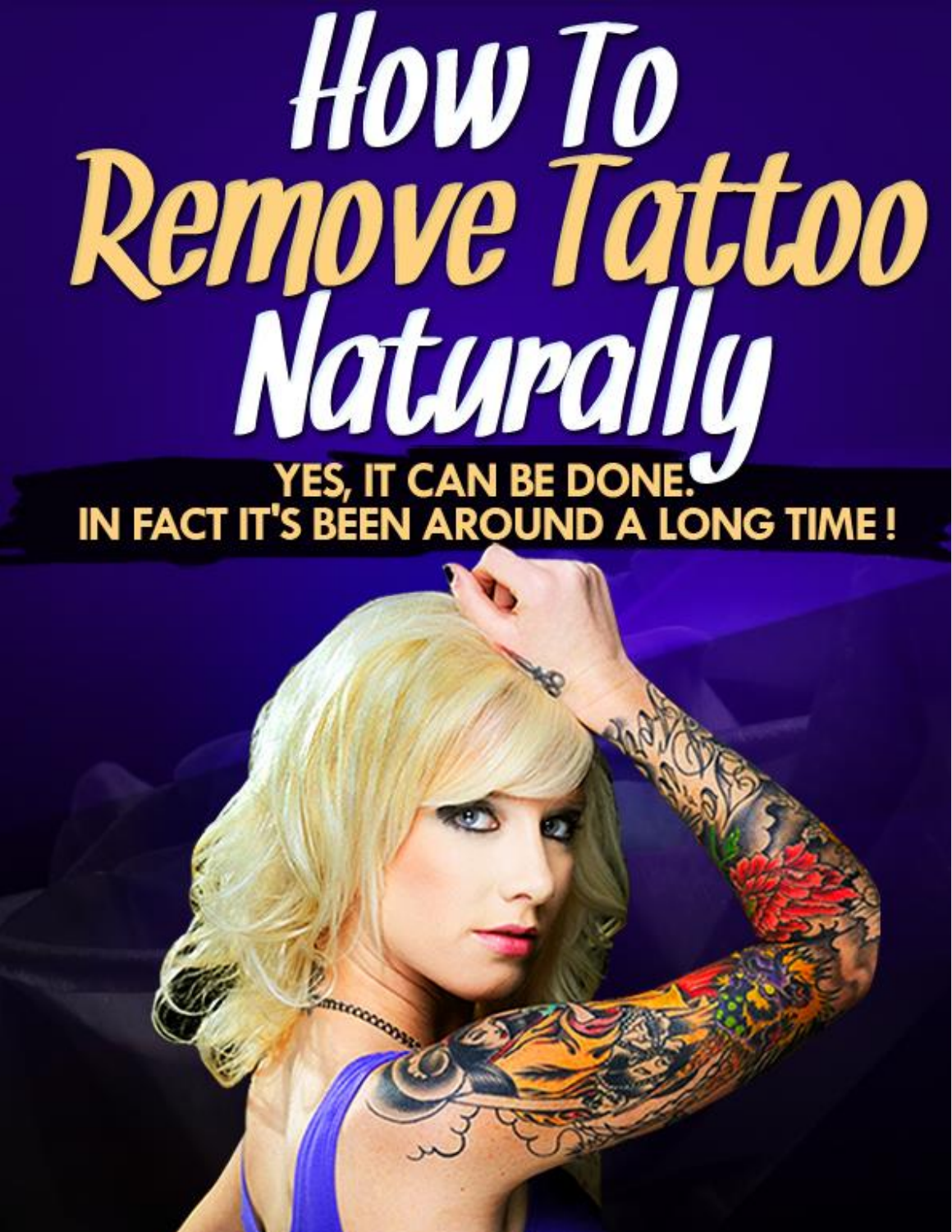# How To Remove Tattoo Naturally

YES, IT CAN BE DONE.
IN FACT IT'S BEEN AROUND A LONG TIME !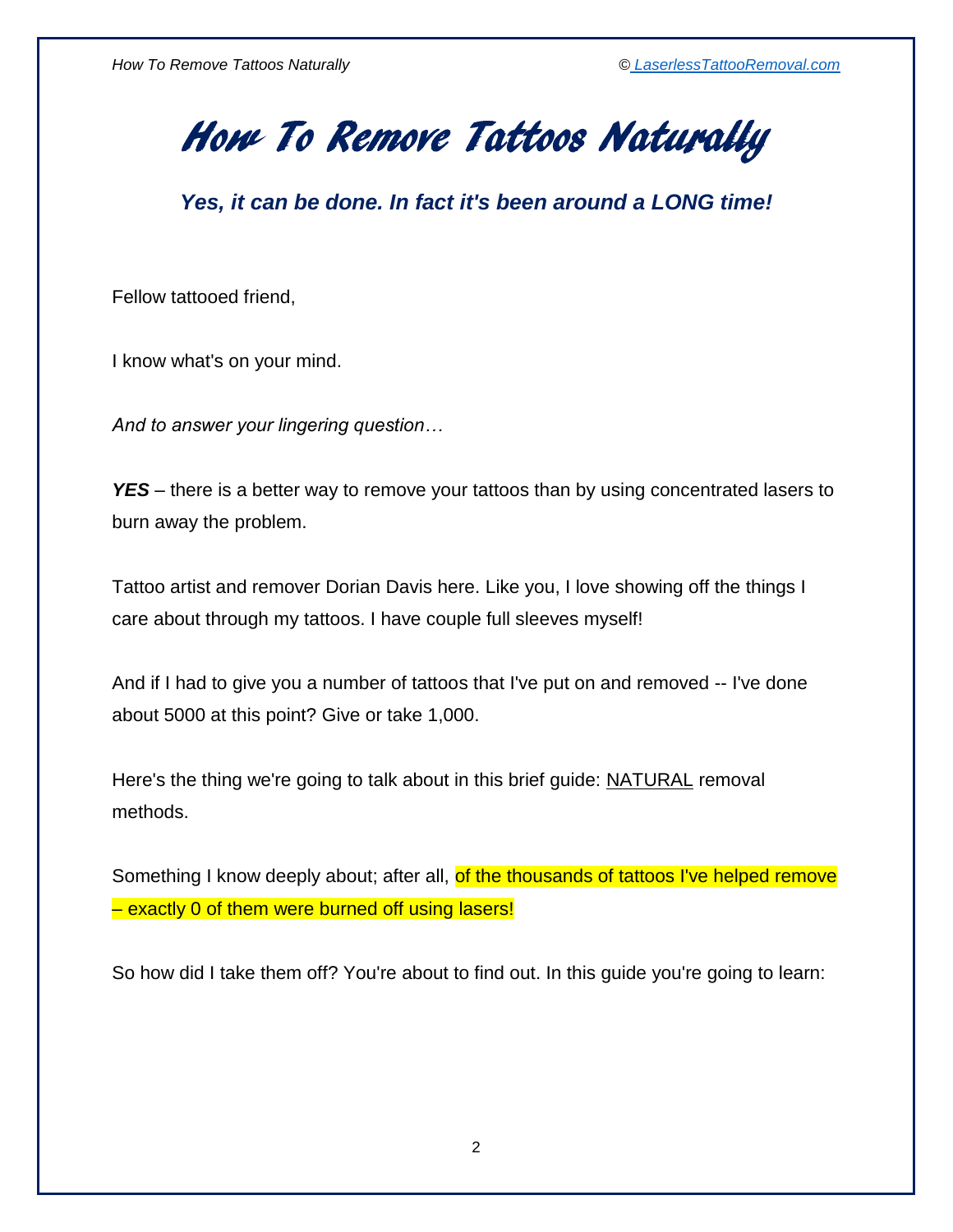# How To Remove Tattoos Naturally

***Yes, it can be done. In fact it's been around a LONG time!***

Fellow tattooed friend,

I know what's on your mind.

*And to answer your lingering question…*

***YES*** – there is a better way to remove your tattoos than by using concentrated lasers to burn away the problem.

Tattoo artist and remover Dorian Davis here. Like you, I love showing off the things I care about through my tattoos. I have couple full sleeves myself!

And if I had to give you a number of tattoos that I've put on and removed -- I've done about 5000 at this point? Give or take 1,000.

Here's the thing we're going to talk about in this brief guide: <u>NATURAL</u> removal methods.

Something I know deeply about; after all, ==of the thousands of tattoos I've helped remove – exactly 0 of them were burned off using lasers!==

So how did I take them off? You're about to find out. In this guide you're going to learn: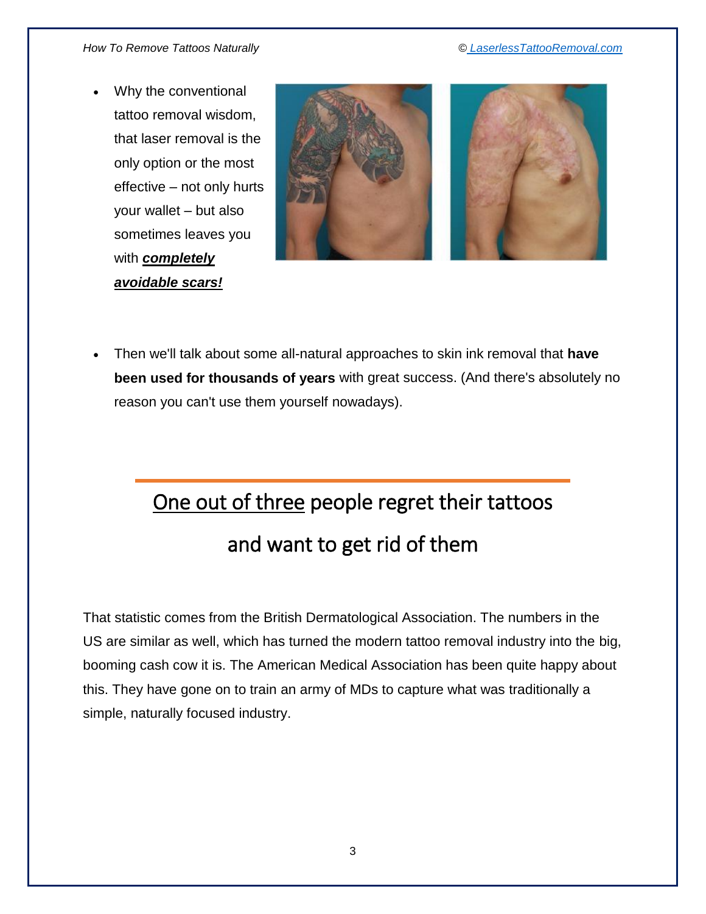- Why the conventional tattoo removal wisdom, that laser removal is the only option or the most effective – not only hurts your wallet – but also sometimes leaves you with ***completely avoidable scars!***

- Then we'll talk about some all-natural approaches to skin ink removal that **have been used for thousands of years** with great success. (And there's absolutely no reason you can't use them yourself nowadays).

## One out of three people regret their tattoos and want to get rid of them

That statistic comes from the British Dermatological Association. The numbers in the US are similar as well, which has turned the modern tattoo removal industry into the big, booming cash cow it is. The American Medical Association has been quite happy about this. They have gone on to train an army of MDs to capture what was traditionally a simple, naturally focused industry.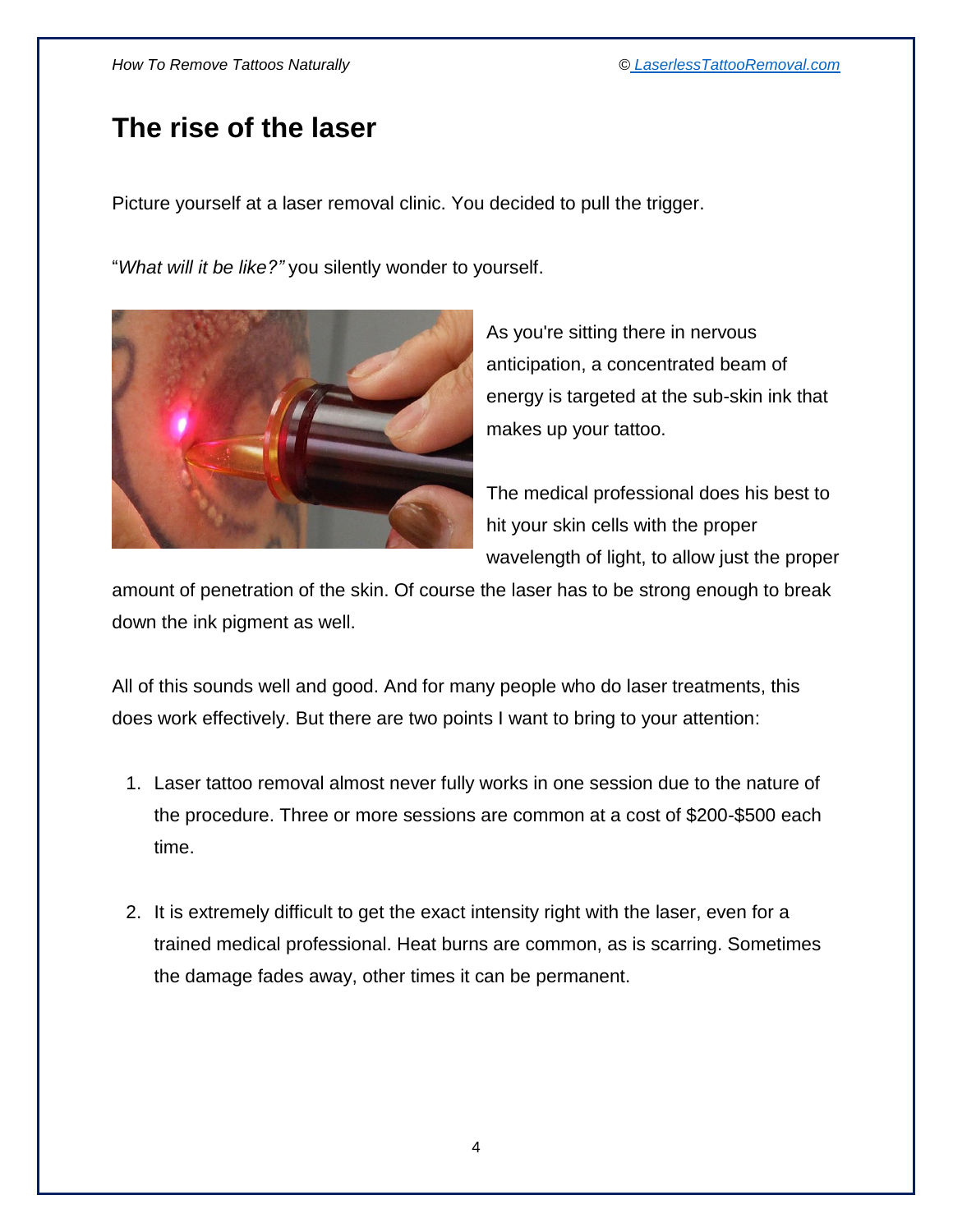## The rise of the laser

Picture yourself at a laser removal clinic. You decided to pull the trigger.

"*What will it be like?"* you silently wonder to yourself.

As you're sitting there in nervous anticipation, a concentrated beam of energy is targeted at the sub-skin ink that makes up your tattoo.

The medical professional does his best to hit your skin cells with the proper wavelength of light, to allow just the proper amount of penetration of the skin. Of course the laser has to be strong enough to break down the ink pigment as well.

All of this sounds well and good. And for many people who do laser treatments, this does work effectively. But there are two points I want to bring to your attention:

1. Laser tattoo removal almost never fully works in one session due to the nature of the procedure. Three or more sessions are common at a cost of $200-$500 each time.

2. It is extremely difficult to get the exact intensity right with the laser, even for a trained medical professional. Heat burns are common, as is scarring. Sometimes the damage fades away, other times it can be permanent.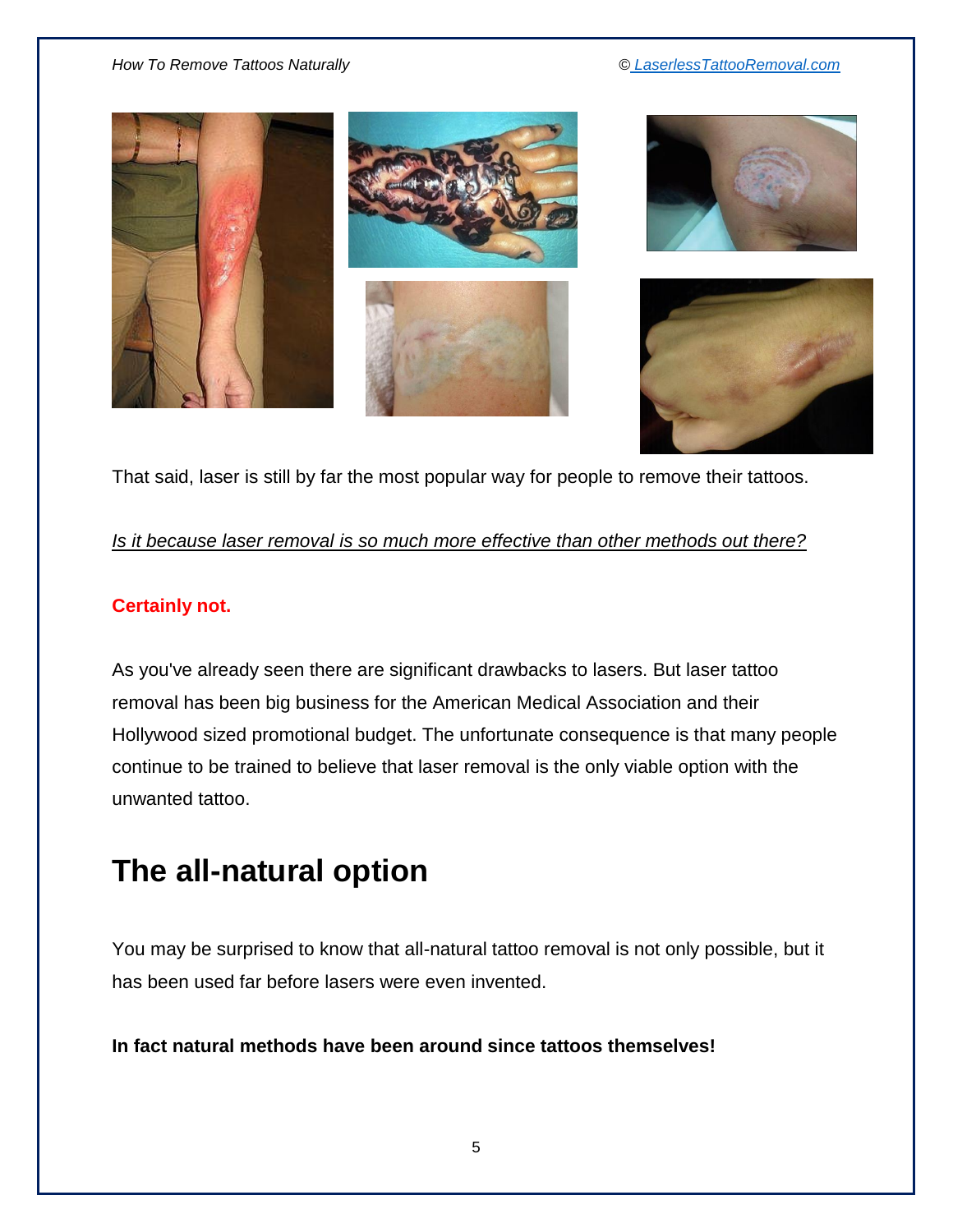That said, laser is still by far the most popular way for people to remove their tattoos.

*Is it because laser removal is so much more effective than other methods out there?*

**Certainly not.**

As you've already seen there are significant drawbacks to lasers. But laser tattoo removal has been big business for the American Medical Association and their Hollywood sized promotional budget. The unfortunate consequence is that many people continue to be trained to believe that laser removal is the only viable option with the unwanted tattoo.

## The all-natural option

You may be surprised to know that all-natural tattoo removal is not only possible, but it has been used far before lasers were even invented.

**In fact natural methods have been around since tattoos themselves!**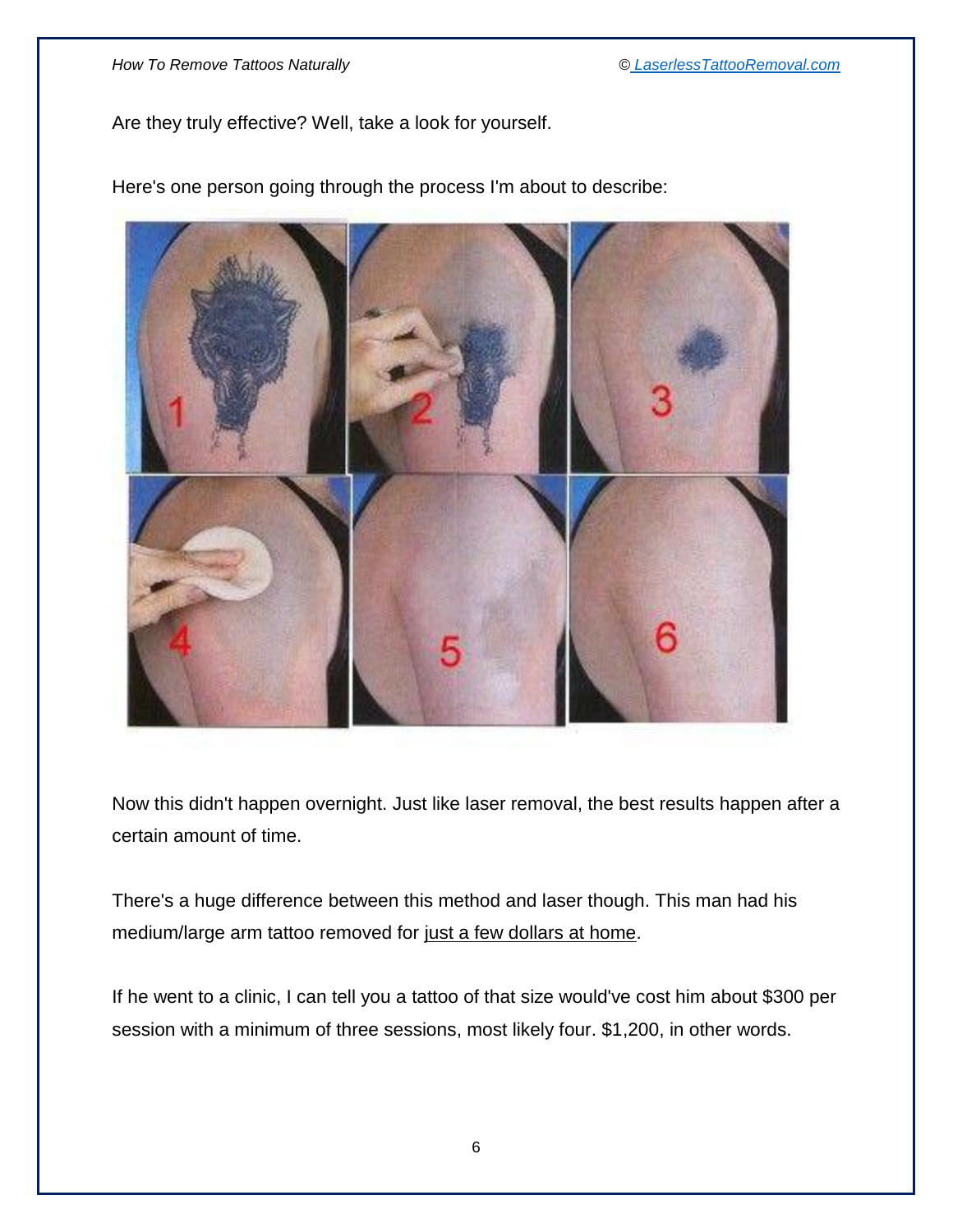Are they truly effective? Well, take a look for yourself.

Here's one person going through the process I'm about to describe:

Now this didn't happen overnight. Just like laser removal, the best results happen after a certain amount of time.

There's a huge difference between this method and laser though. This man had his medium/large arm tattoo removed for just a few dollars at home.

If he went to a clinic, I can tell you a tattoo of that size would've cost him about $300 per session with a minimum of three sessions, most likely four. $1,200, in other words.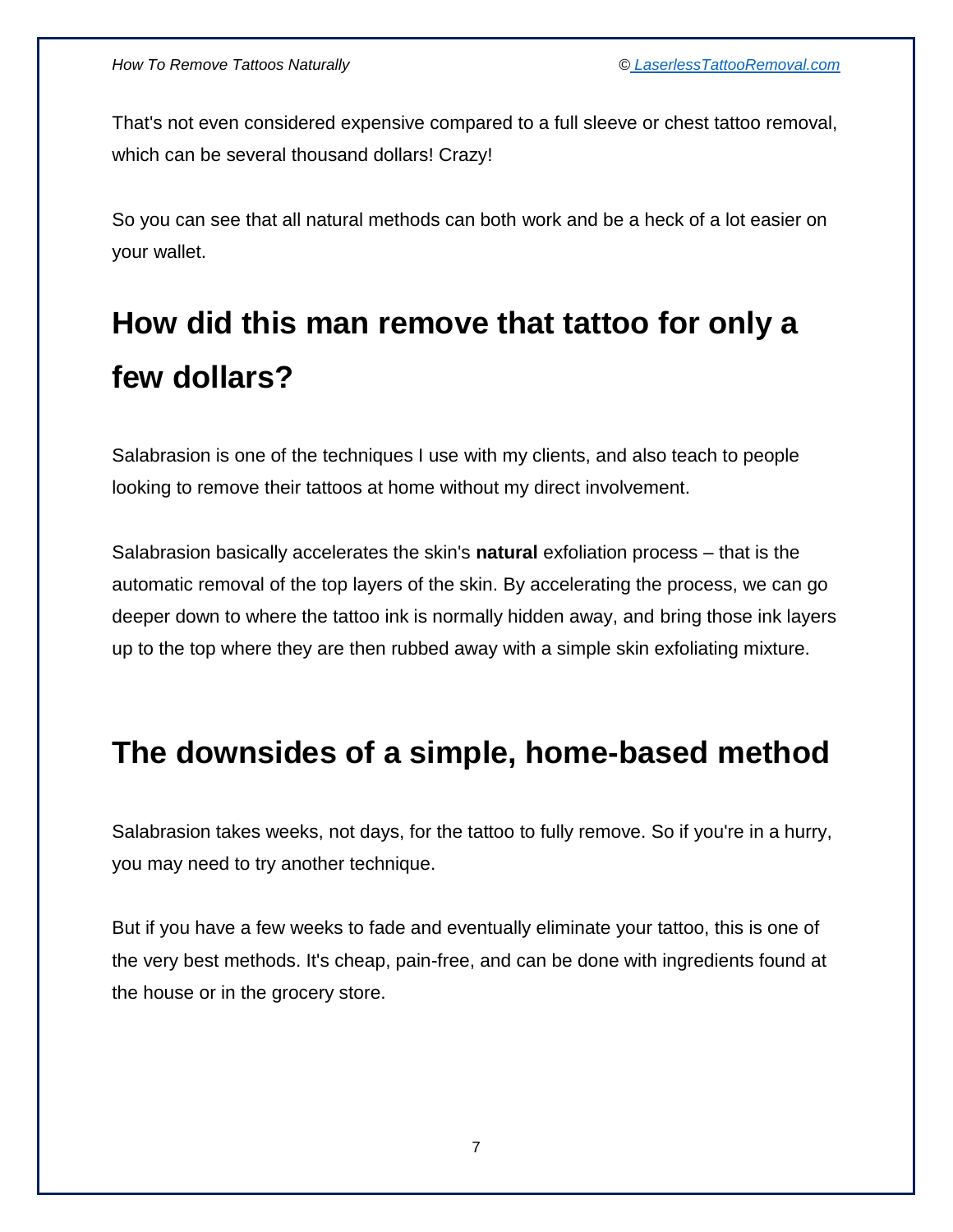That's not even considered expensive compared to a full sleeve or chest tattoo removal, which can be several thousand dollars! Crazy!

So you can see that all natural methods can both work and be a heck of a lot easier on your wallet.

# How did this man remove that tattoo for only a few dollars?

Salabrasion is one of the techniques I use with my clients, and also teach to people looking to remove their tattoos at home without my direct involvement.

Salabrasion basically accelerates the skin's **natural** exfoliation process – that is the automatic removal of the top layers of the skin. By accelerating the process, we can go deeper down to where the tattoo ink is normally hidden away, and bring those ink layers up to the top where they are then rubbed away with a simple skin exfoliating mixture.

## The downsides of a simple, home-based method

Salabrasion takes weeks, not days, for the tattoo to fully remove. So if you're in a hurry, you may need to try another technique.

But if you have a few weeks to fade and eventually eliminate your tattoo, this is one of the very best methods. It's cheap, pain-free, and can be done with ingredients found at the house or in the grocery store.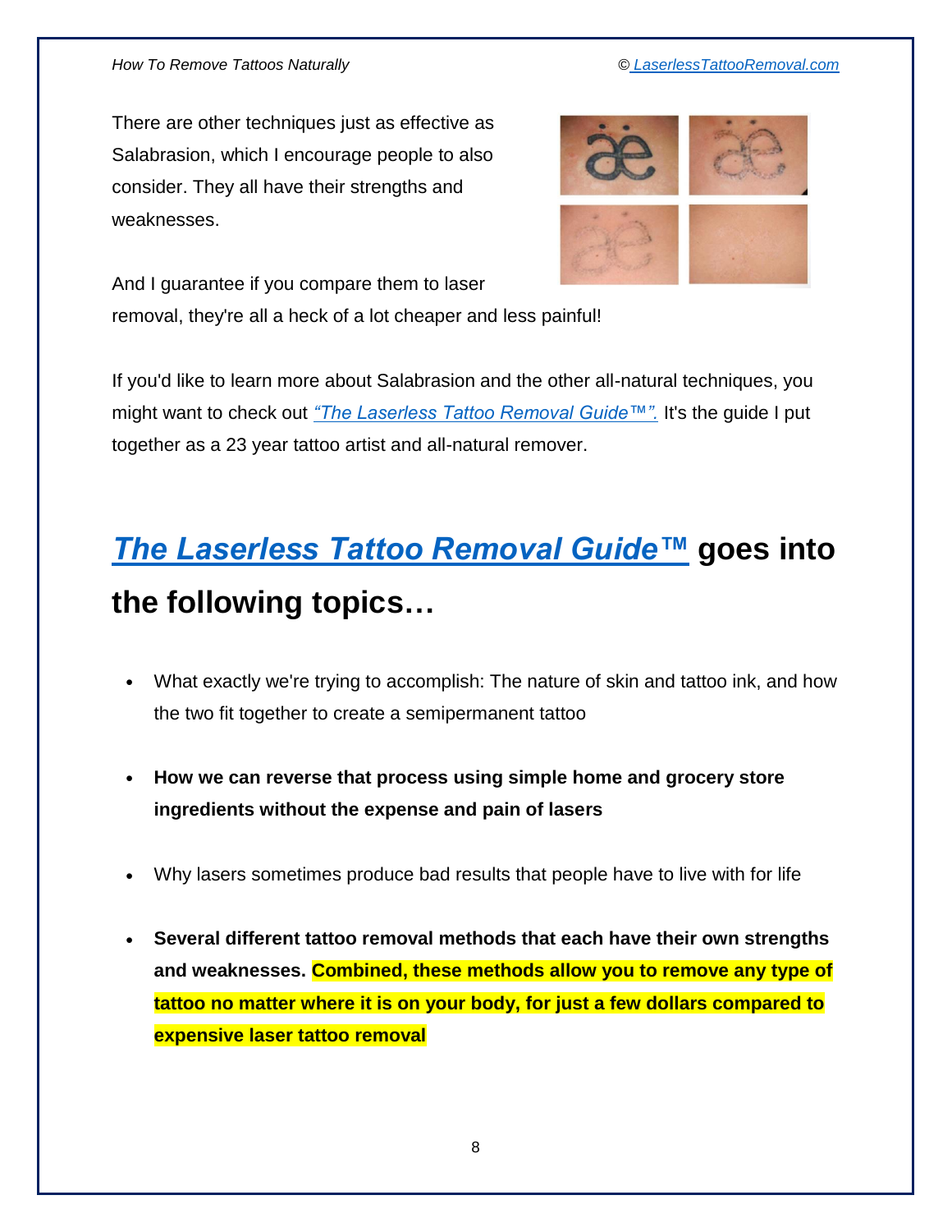There are other techniques just as effective as Salabrasion, which I encourage people to also consider. They all have their strengths and weaknesses.

And I guarantee if you compare them to laser removal, they're all a heck of a lot cheaper and less painful!

If you'd like to learn more about Salabrasion and the other all-natural techniques, you might want to check out *"The Laserless Tattoo Removal Guide™".* It's the guide I put together as a 23 year tattoo artist and all-natural remover.

## *The Laserless Tattoo Removal Guide™* goes into the following topics…

- What exactly we're trying to accomplish: The nature of skin and tattoo ink, and how the two fit together to create a semipermanent tattoo
- **How we can reverse that process using simple home and grocery store ingredients without the expense and pain of lasers**
- Why lasers sometimes produce bad results that people have to live with for life
- **Several different tattoo removal methods that each have their own strengths and weaknesses. Combined, these methods allow you to remove any type of tattoo no matter where it is on your body, for just a few dollars compared to expensive laser tattoo removal**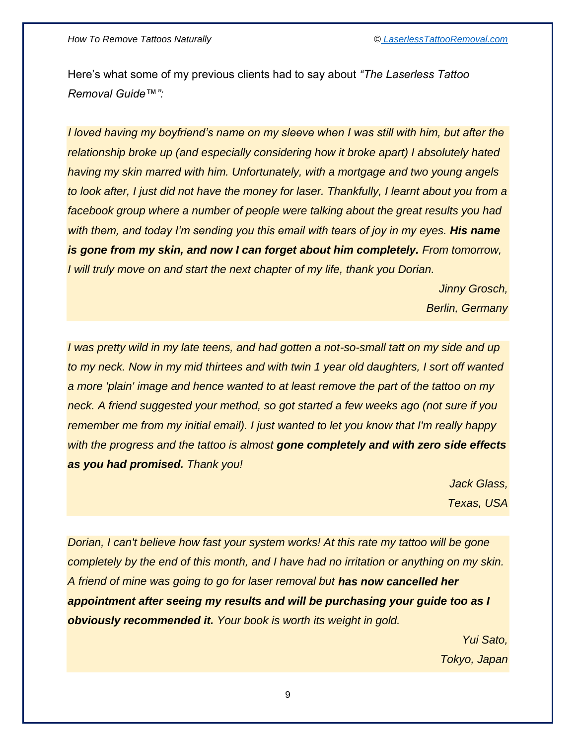Here's what some of my previous clients had to say about *"The Laserless Tattoo Removal Guide™":*

*I loved having my boyfriend's name on my sleeve when I was still with him, but after the relationship broke up (and especially considering how it broke apart) I absolutely hated having my skin marred with him. Unfortunately, with a mortgage and two young angels to look after, I just did not have the money for laser. Thankfully, I learnt about you from a facebook group where a number of people were talking about the great results you had with them, and today I'm sending you this email with tears of joy in my eyes.* ***His name is gone from my skin, and now I can forget about him completely.*** *From tomorrow, I will truly move on and start the next chapter of my life, thank you Dorian.*

*Jinny Grosch,*
*Berlin, Germany*

*I was pretty wild in my late teens, and had gotten a not-so-small tatt on my side and up to my neck. Now in my mid thirtees and with twin 1 year old daughters, I sort off wanted a more 'plain' image and hence wanted to at least remove the part of the tattoo on my neck. A friend suggested your method, so got started a few weeks ago (not sure if you remember me from my initial email). I just wanted to let you know that I'm really happy with the progress and the tattoo is almost* ***gone completely and with zero side effects as you had promised.*** *Thank you!*

*Jack Glass,*
*Texas, USA*

*Dorian, I can't believe how fast your system works! At this rate my tattoo will be gone completely by the end of this month, and I have had no irritation or anything on my skin. A friend of mine was going to go for laser removal but* ***has now cancelled her appointment after seeing my results and will be purchasing your guide too as I obviously recommended it.*** *Your book is worth its weight in gold.*

*Yui Sato,*
*Tokyo, Japan*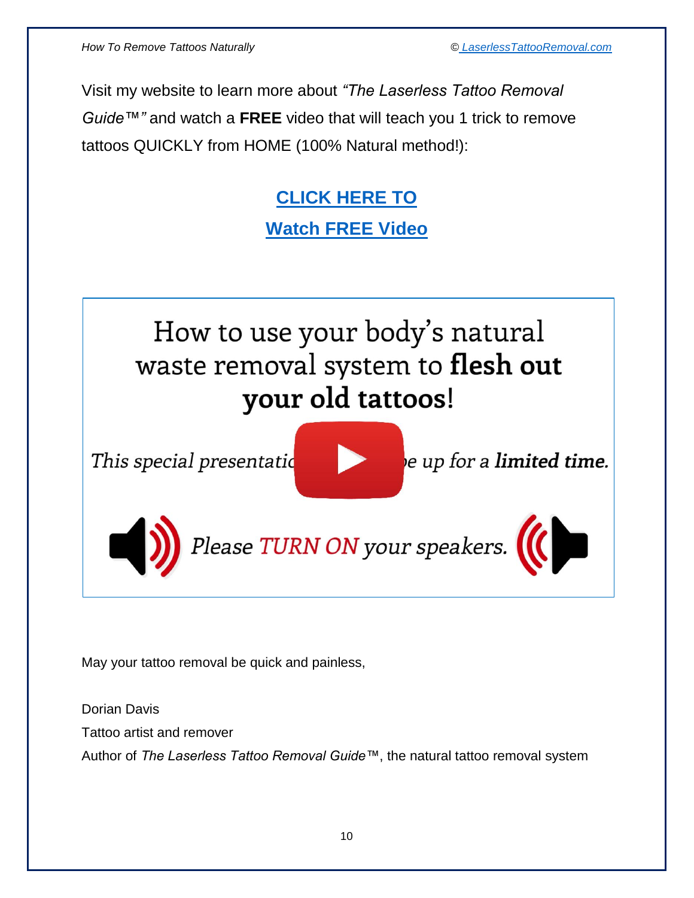Visit my website to learn more about *"The Laserless Tattoo Removal Guide™"* and watch a **FREE** video that will teach you 1 trick to remove tattoos QUICKLY from HOME (100% Natural method!):

**CLICK HERE TO**

**Watch FREE Video**

How to use your body's natural waste removal system to **flesh out your old tattoos**!

*This special presentatic ... e up for a **limited time**.*

*Please TURN ON your speakers.*

May your tattoo removal be quick and painless,

Dorian Davis

Tattoo artist and remover

Author of *The Laserless Tattoo Removal Guide*™, the natural tattoo removal system